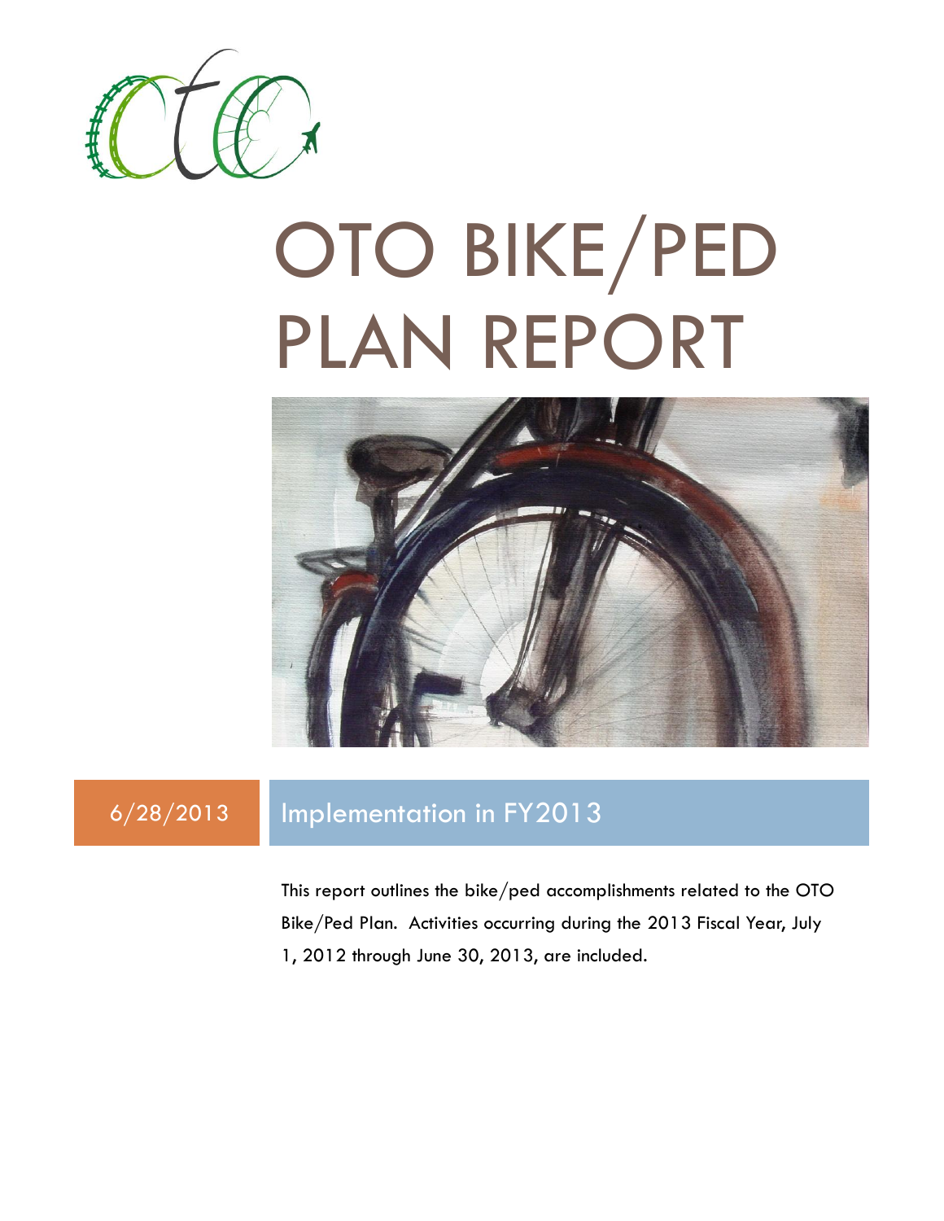# OTO BIKE/PED PLAN REPORT

6/28/2013

## Implementation in FY2013

This report outlines the bike/ped accomplishments related to the OTO Bike/Ped Plan. Activities occurring during the 2013 Fiscal Year, July 1, 2012 through June 30, 2013, are included.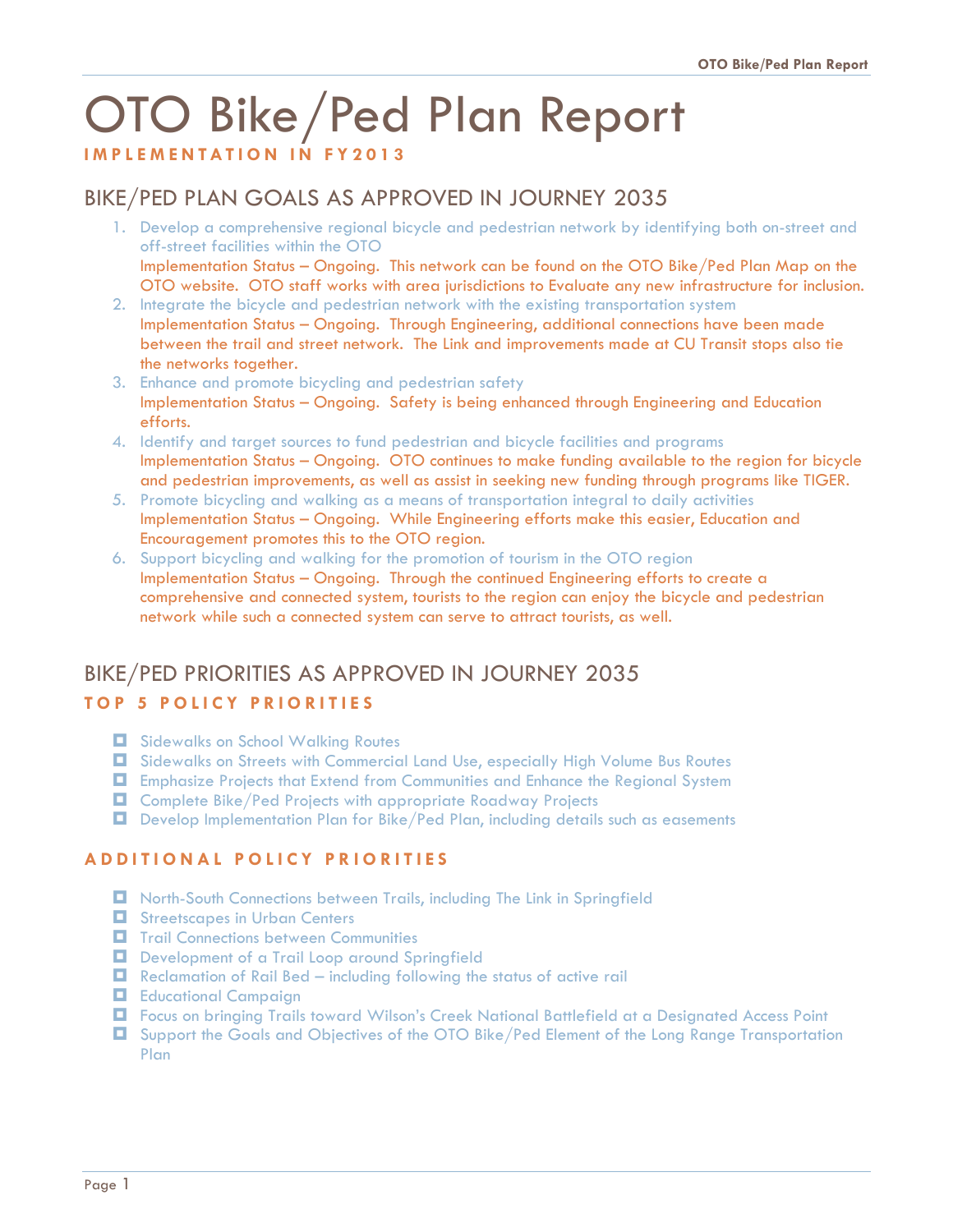# OTO Bike/Ped Plan Report

**IMPLEMENTATION IN FY2013**

## BIKE/PED PLAN GOALS AS APPROVED IN JOURNEY 2035

1. Develop a comprehensive regional bicycle and pedestrian network by identifying both on-street and off-street facilities within the OTO
   Implementation Status – Ongoing. This network can be found on the OTO Bike/Ped Plan Map on the OTO website. OTO staff works with area jurisdictions to Evaluate any new infrastructure for inclusion.
2. Integrate the bicycle and pedestrian network with the existing transportation system
   Implementation Status – Ongoing. Through Engineering, additional connections have been made between the trail and street network. The Link and improvements made at CU Transit stops also tie the networks together.
3. Enhance and promote bicycling and pedestrian safety
   Implementation Status – Ongoing. Safety is being enhanced through Engineering and Education efforts.
4. Identify and target sources to fund pedestrian and bicycle facilities and programs
   Implementation Status – Ongoing. OTO continues to make funding available to the region for bicycle and pedestrian improvements, as well as assist in seeking new funding through programs like TIGER.
5. Promote bicycling and walking as a means of transportation integral to daily activities
   Implementation Status – Ongoing. While Engineering efforts make this easier, Education and Encouragement promotes this to the OTO region.
6. Support bicycling and walking for the promotion of tourism in the OTO region
   Implementation Status – Ongoing. Through the continued Engineering efforts to create a comprehensive and connected system, tourists to the region can enjoy the bicycle and pedestrian network while such a connected system can serve to attract tourists, as well.

## BIKE/PED PRIORITIES AS APPROVED IN JOURNEY 2035

### TOP 5 POLICY PRIORITIES

- Sidewalks on School Walking Routes
- Sidewalks on Streets with Commercial Land Use, especially High Volume Bus Routes
- Emphasize Projects that Extend from Communities and Enhance the Regional System
- Complete Bike/Ped Projects with appropriate Roadway Projects
- Develop Implementation Plan for Bike/Ped Plan, including details such as easements

### ADDITIONAL POLICY PRIORITIES

- North-South Connections between Trails, including The Link in Springfield
- Streetscapes in Urban Centers
- Trail Connections between Communities
- Development of a Trail Loop around Springfield
- Reclamation of Rail Bed – including following the status of active rail
- Educational Campaign
- Focus on bringing Trails toward Wilson's Creek National Battlefield at a Designated Access Point
- Support the Goals and Objectives of the OTO Bike/Ped Element of the Long Range Transportation Plan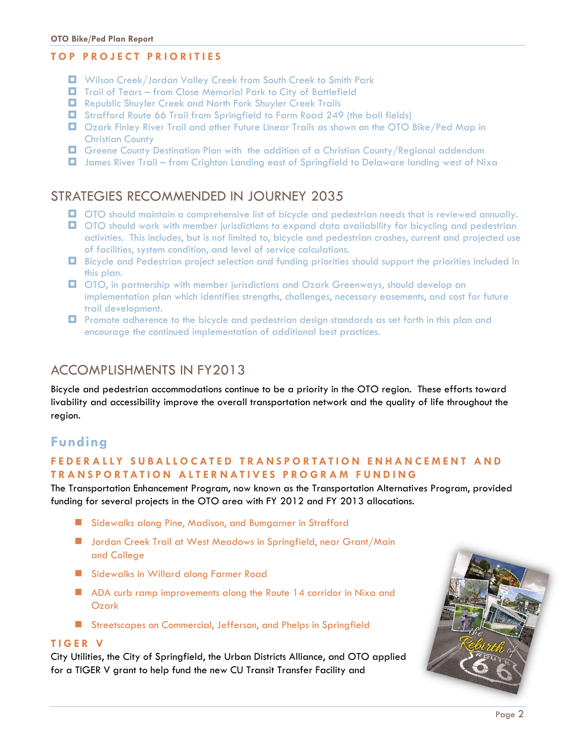### TOP PROJECT PRIORITIES

- Wilson Creek/Jordan Valley Creek from South Creek to Smith Park
- Trail of Tears – from Close Memorial Park to City of Battlefield
- Republic Shuyler Creek and North Fork Shuyler Creek Trails
- Strafford Route 66 Trail from Springfield to Farm Road 249 (the ball fields)
- Ozark Finley River Trail and other Future Linear Trails as shown on the OTO Bike/Ped Map in Christian County
- Greene County Destination Plan with the addition of a Christian County/Regional addendum
- James River Trail – from Crighton Landing east of Springfield to Delaware landing west of Nixa

## STRATEGIES RECOMMENDED IN JOURNEY 2035

- OTO should maintain a comprehensive list of bicycle and pedestrian needs that is reviewed annually.
- OTO should work with member jurisdictions to expand data availability for bicycling and pedestrian activities. This includes, but is not limited to, bicycle and pedestrian crashes, current and projected use of facilities, system condition, and level of service calculations.
- Bicycle and Pedestrian project selection and funding priorities should support the priorities included in this plan.
- OTO, in partnership with member jurisdictions and Ozark Greenways, should develop an implementation plan which identifies strengths, challenges, necessary easements, and cost for future trail development.
- Promote adherence to the bicycle and pedestrian design standards as set forth in this plan and encourage the continued implementation of additional best practices.

## ACCOMPLISHMENTS IN FY2013

Bicycle and pedestrian accommodations continue to be a priority in the OTO region. These efforts toward livability and accessibility improve the overall transportation network and the quality of life throughout the region.

### Funding

#### FEDERALLY SUBALLOCATED TRANSPORTATION ENHANCEMENT AND TRANSPORTATION ALTERNATIVES PROGRAM FUNDING

The Transportation Enhancement Program, now known as the Transportation Alternatives Program, provided funding for several projects in the OTO area with FY 2012 and FY 2013 allocations.

- Sidewalks along Pine, Madison, and Bumgarner in Strafford
- Jordan Creek Trail at West Meadows in Springfield, near Grant/Main and College
- Sidewalks in Willard along Farmer Road
- ADA curb ramp improvements along the Route 14 corridor in Nixa and Ozark
- Streetscapes on Commercial, Jefferson, and Phelps in Springfield

#### TIGER V

City Utilities, the City of Springfield, the Urban Districts Alliance, and OTO applied for a TIGER V grant to help fund the new CU Transit Transfer Facility and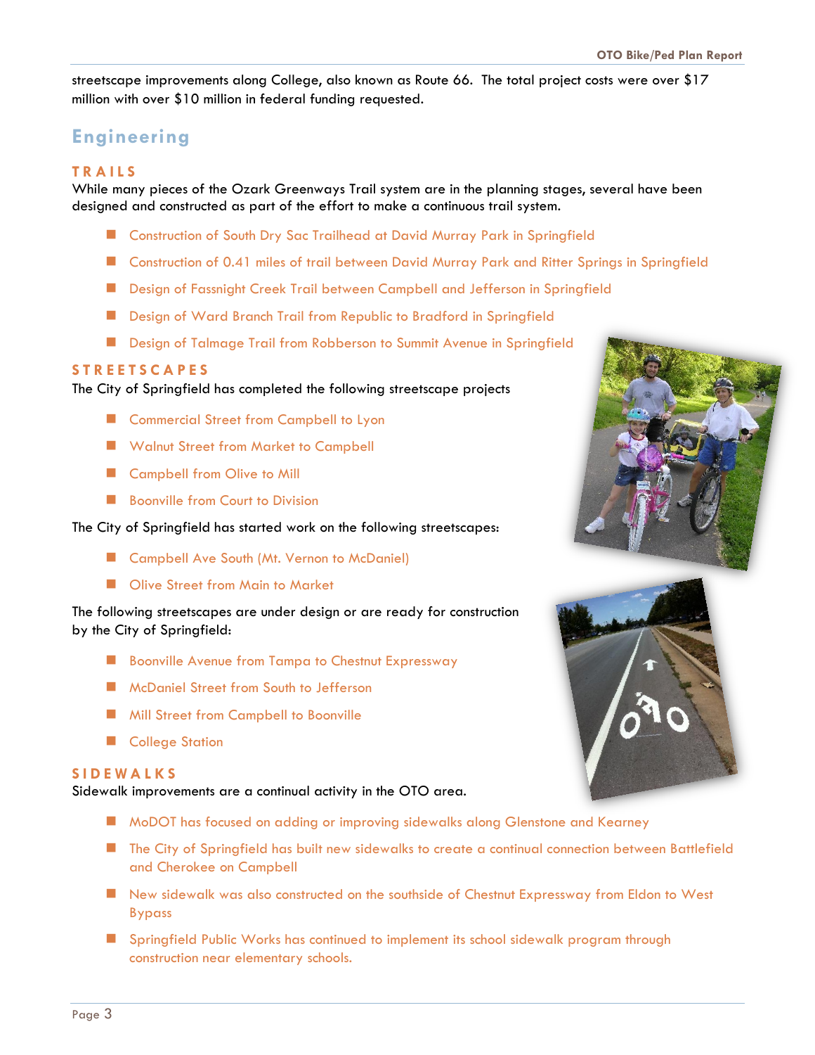streetscape improvements along College, also known as Route 66. The total project costs were over $17 million with over $10 million in federal funding requested.

## Engineering

### TRAILS

While many pieces of the Ozark Greenways Trail system are in the planning stages, several have been designed and constructed as part of the effort to make a continuous trail system.

- Construction of South Dry Sac Trailhead at David Murray Park in Springfield
- Construction of 0.41 miles of trail between David Murray Park and Ritter Springs in Springfield
- Design of Fassnight Creek Trail between Campbell and Jefferson in Springfield
- Design of Ward Branch Trail from Republic to Bradford in Springfield
- Design of Talmage Trail from Robberson to Summit Avenue in Springfield

### STREETSCAPES

The City of Springfield has completed the following streetscape projects

- Commercial Street from Campbell to Lyon
- Walnut Street from Market to Campbell
- Campbell from Olive to Mill
- Boonville from Court to Division

The City of Springfield has started work on the following streetscapes:

- Campbell Ave South (Mt. Vernon to McDaniel)
- Olive Street from Main to Market

The following streetscapes are under design or are ready for construction by the City of Springfield:

- Boonville Avenue from Tampa to Chestnut Expressway
- McDaniel Street from South to Jefferson
- Mill Street from Campbell to Boonville
- College Station

### SIDEWALKS

Sidewalk improvements are a continual activity in the OTO area.

- MoDOT has focused on adding or improving sidewalks along Glenstone and Kearney
- The City of Springfield has built new sidewalks to create a continual connection between Battlefield and Cherokee on Campbell
- New sidewalk was also constructed on the southside of Chestnut Expressway from Eldon to West Bypass
- Springfield Public Works has continued to implement its school sidewalk program through construction near elementary schools.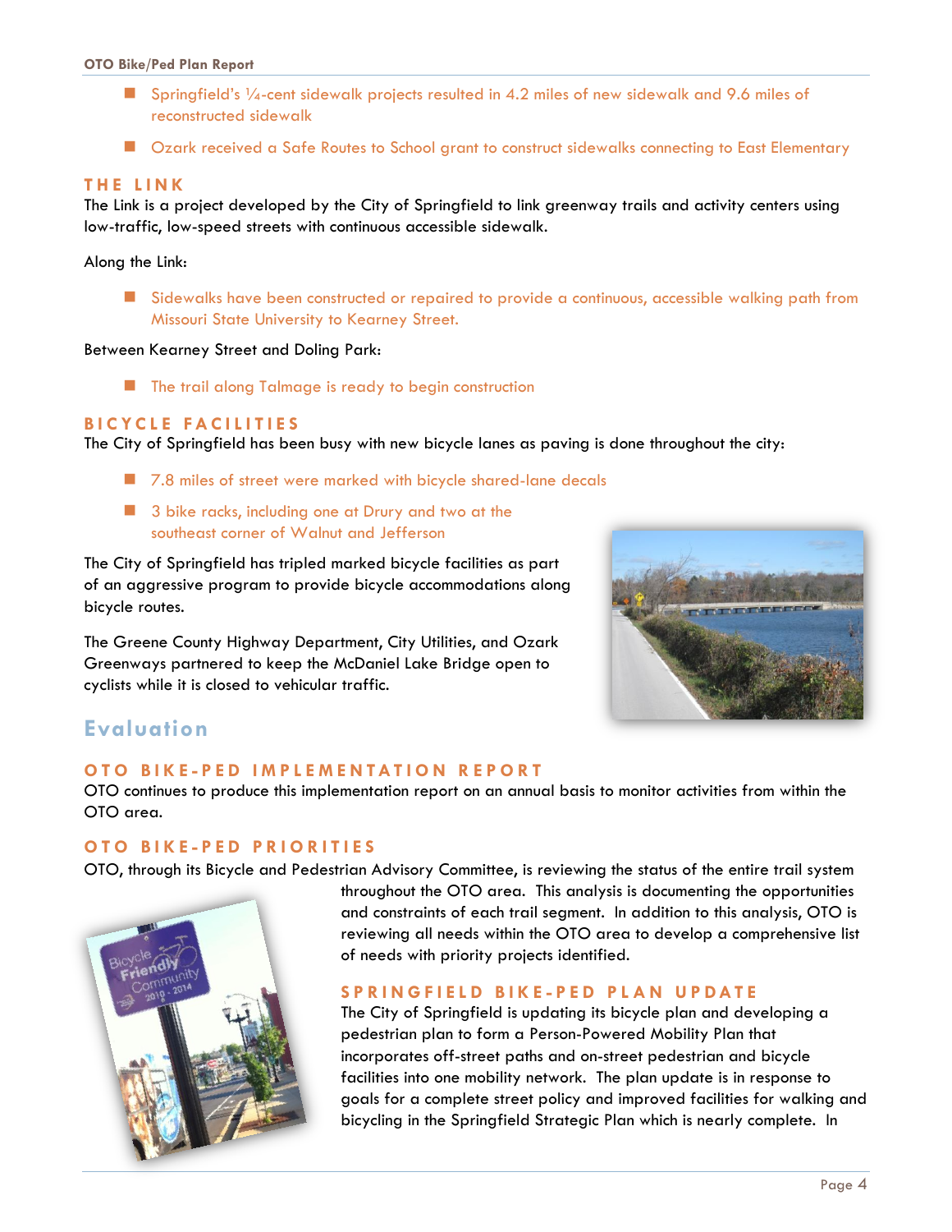- Springfield's ¼-cent sidewalk projects resulted in 4.2 miles of new sidewalk and 9.6 miles of reconstructed sidewalk
- Ozark received a Safe Routes to School grant to construct sidewalks connecting to East Elementary

### THE LINK

The Link is a project developed by the City of Springfield to link greenway trails and activity centers using low-traffic, low-speed streets with continuous accessible sidewalk.

Along the Link:

- Sidewalks have been constructed or repaired to provide a continuous, accessible walking path from Missouri State University to Kearney Street.

Between Kearney Street and Doling Park:

- The trail along Talmage is ready to begin construction

### BICYCLE FACILITIES

The City of Springfield has been busy with new bicycle lanes as paving is done throughout the city:

- 7.8 miles of street were marked with bicycle shared-lane decals
- 3 bike racks, including one at Drury and two at the southeast corner of Walnut and Jefferson

The City of Springfield has tripled marked bicycle facilities as part of an aggressive program to provide bicycle accommodations along bicycle routes.

The Greene County Highway Department, City Utilities, and Ozark Greenways partnered to keep the McDaniel Lake Bridge open to cyclists while it is closed to vehicular traffic.

## Evaluation

### OTO BIKE-PED IMPLEMENTATION REPORT

OTO continues to produce this implementation report on an annual basis to monitor activities from within the OTO area.

### OTO BIKE-PED PRIORITIES

OTO, through its Bicycle and Pedestrian Advisory Committee, is reviewing the status of the entire trail system throughout the OTO area. This analysis is documenting the opportunities and constraints of each trail segment. In addition to this analysis, OTO is reviewing all needs within the OTO area to develop a comprehensive list of needs with priority projects identified.

### SPRINGFIELD BIKE-PED PLAN UPDATE

The City of Springfield is updating its bicycle plan and developing a pedestrian plan to form a Person-Powered Mobility Plan that incorporates off-street paths and on-street pedestrian and bicycle facilities into one mobility network. The plan update is in response to goals for a complete street policy and improved facilities for walking and bicycling in the Springfield Strategic Plan which is nearly complete. In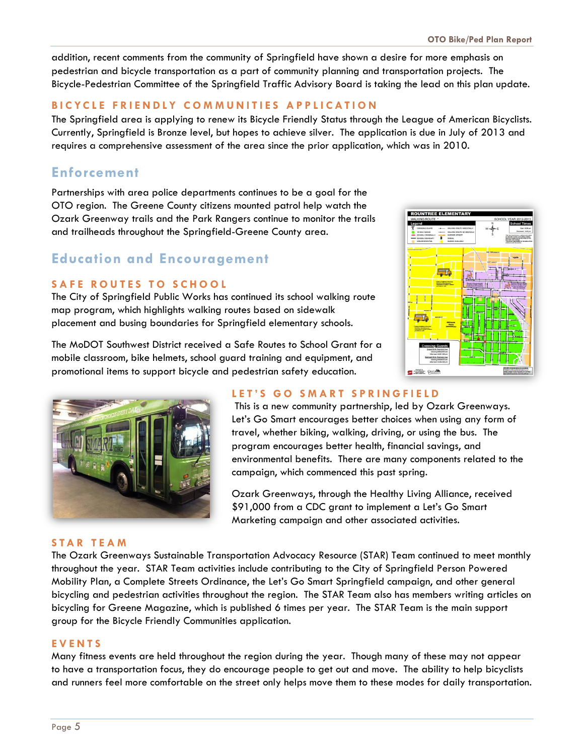addition, recent comments from the community of Springfield have shown a desire for more emphasis on pedestrian and bicycle transportation as a part of community planning and transportation projects. The Bicycle-Pedestrian Committee of the Springfield Traffic Advisory Board is taking the lead on this plan update.

### BICYCLE FRIENDLY COMMUNITIES APPLICATION

The Springfield area is applying to renew its Bicycle Friendly Status through the League of American Bicyclists. Currently, Springfield is Bronze level, but hopes to achieve silver. The application is due in July of 2013 and requires a comprehensive assessment of the area since the prior application, which was in 2010.

## Enforcement

Partnerships with area police departments continues to be a goal for the OTO region. The Greene County citizens mounted patrol help watch the Ozark Greenway trails and the Park Rangers continue to monitor the trails and trailheads throughout the Springfield-Greene County area.

## Education and Encouragement

### SAFE ROUTES TO SCHOOL

The City of Springfield Public Works has continued its school walking route map program, which highlights walking routes based on sidewalk placement and busing boundaries for Springfield elementary schools.

The MoDOT Southwest District received a Safe Routes to School Grant for a mobile classroom, bike helmets, school guard training and equipment, and promotional items to support bicycle and pedestrian safety education.

### LET'S GO SMART SPRINGFIELD

This is a new community partnership, led by Ozark Greenways. Let's Go Smart encourages better choices when using any form of travel, whether biking, walking, driving, or using the bus. The program encourages better health, financial savings, and environmental benefits. There are many components related to the campaign, which commenced this past spring.

Ozark Greenways, through the Healthy Living Alliance, received $91,000 from a CDC grant to implement a Let's Go Smart Marketing campaign and other associated activities.

### STAR TEAM

The Ozark Greenways Sustainable Transportation Advocacy Resource (STAR) Team continued to meet monthly throughout the year. STAR Team activities include contributing to the City of Springfield Person Powered Mobility Plan, a Complete Streets Ordinance, the Let's Go Smart Springfield campaign, and other general bicycling and pedestrian activities throughout the region. The STAR Team also has members writing articles on bicycling for Greene Magazine, which is published 6 times per year. The STAR Team is the main support group for the Bicycle Friendly Communities application.

### EVENTS

Many fitness events are held throughout the region during the year. Though many of these may not appear to have a transportation focus, they do encourage people to get out and move. The ability to help bicyclists and runners feel more comfortable on the street only helps move them to these modes for daily transportation.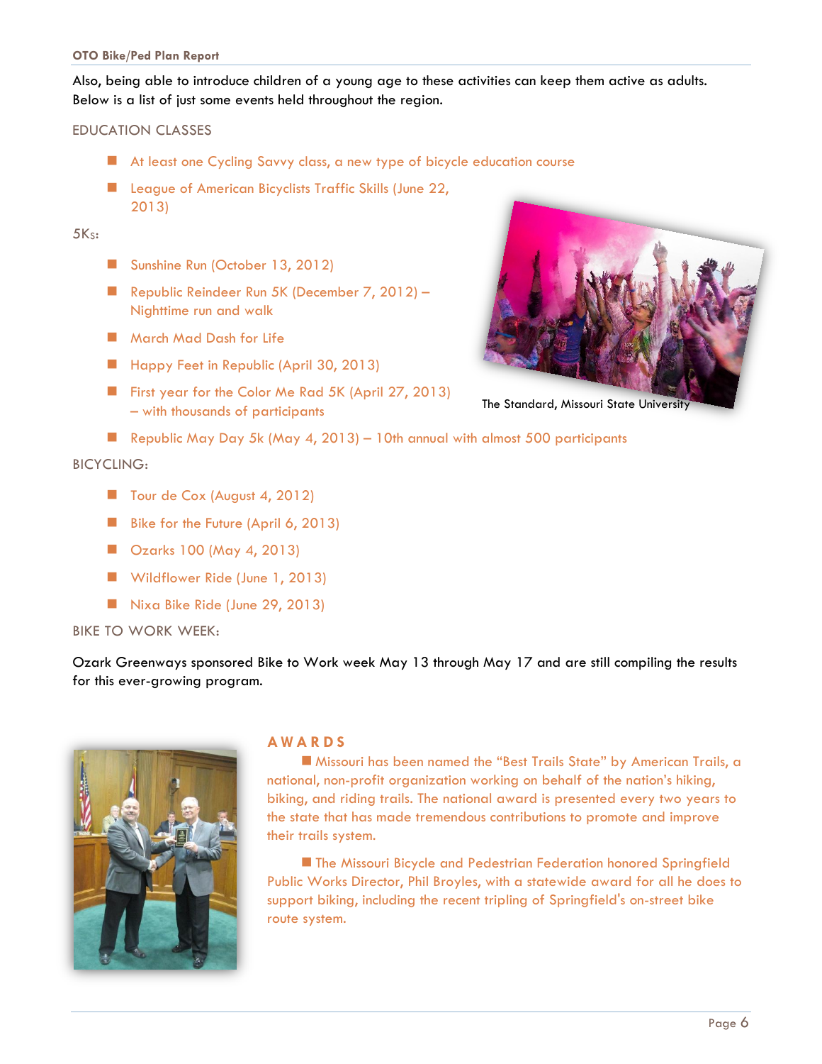Also, being able to introduce children of a young age to these activities can keep them active as adults. Below is a list of just some events held throughout the region.

EDUCATION CLASSES

- At least one Cycling Savvy class, a new type of bicycle education course
- League of American Bicyclists Traffic Skills (June 22, 2013)

5Ks:

- Sunshine Run (October 13, 2012)
- Republic Reindeer Run 5K (December 7, 2012) – Nighttime run and walk
- March Mad Dash for Life
- Happy Feet in Republic (April 30, 2013)
- First year for the Color Me Rad 5K (April 27, 2013) – with thousands of participants
- Republic May Day 5k (May 4, 2013) – 10th annual with almost 500 participants

The Standard, Missouri State University

BICYCLING:

- Tour de Cox (August 4, 2012)
- Bike for the Future (April 6, 2013)
- Ozarks 100 (May 4, 2013)
- Wildflower Ride (June 1, 2013)
- Nixa Bike Ride (June 29, 2013)

BIKE TO WORK WEEK:

Ozark Greenways sponsored Bike to Work week May 13 through May 17 and are still compiling the results for this ever-growing program.

## AWARDS

- Missouri has been named the "Best Trails State" by American Trails, a national, non-profit organization working on behalf of the nation's hiking, biking, and riding trails. The national award is presented every two years to the state that has made tremendous contributions to promote and improve their trails system.

- The Missouri Bicycle and Pedestrian Federation honored Springfield Public Works Director, Phil Broyles, with a statewide award for all he does to support biking, including the recent tripling of Springfield's on-street bike route system.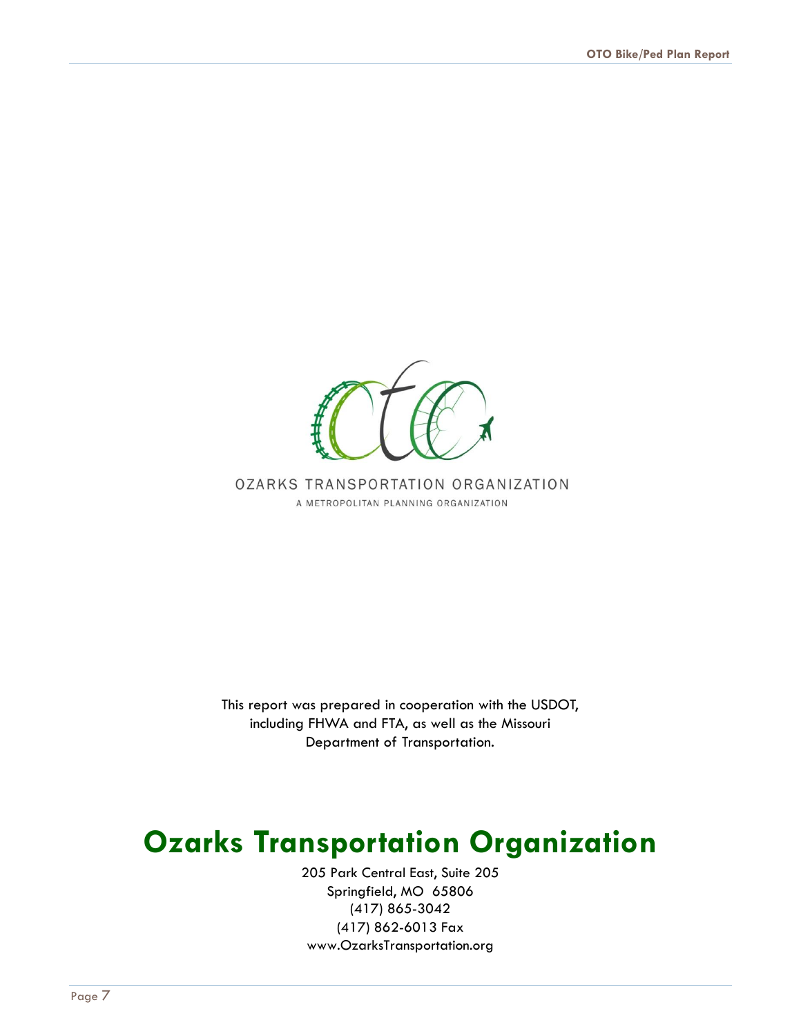OZARKS TRANSPORTATION ORGANIZATION

A METROPOLITAN PLANNING ORGANIZATION

This report was prepared in cooperation with the USDOT, including FHWA and FTA, as well as the Missouri Department of Transportation.

# Ozarks Transportation Organization

205 Park Central East, Suite 205
Springfield, MO 65806
(417) 865-3042
(417) 862-6013 Fax
www.OzarksTransportation.org